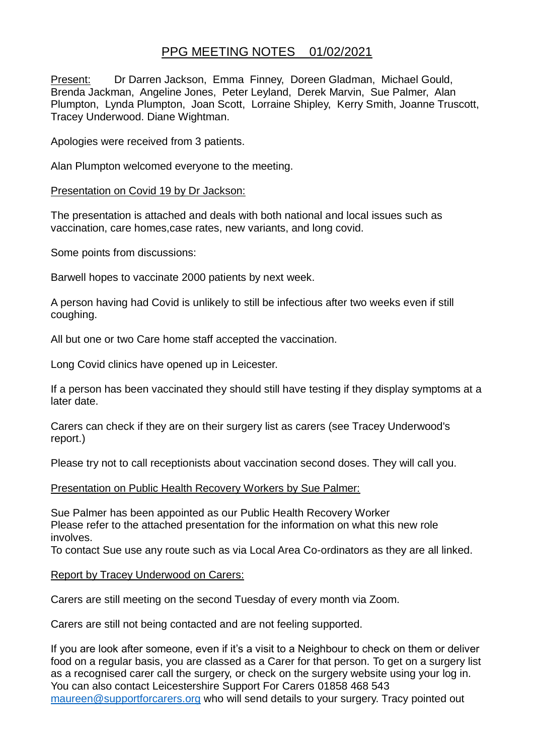# PPG MEETING NOTES 01/02/2021

Present: Dr Darren Jackson, Emma Finney, Doreen Gladman, Michael Gould, Brenda Jackman, Angeline Jones, Peter Leyland, Derek Marvin, Sue Palmer, Alan Plumpton, Lynda Plumpton, Joan Scott, Lorraine Shipley, Kerry Smith, Joanne Truscott, Tracey Underwood. Diane Wightman.

Apologies were received from 3 patients.

Alan Plumpton welcomed everyone to the meeting.

## Presentation on Covid 19 by Dr Jackson:

The presentation is attached and deals with both national and local issues such as vaccination, care homes,case rates, new variants, and long covid.

Some points from discussions:

Barwell hopes to vaccinate 2000 patients by next week.

A person having had Covid is unlikely to still be infectious after two weeks even if still coughing.

All but one or two Care home staff accepted the vaccination.

Long Covid clinics have opened up in Leicester.

If a person has been vaccinated they should still have testing if they display symptoms at a later date.

Carers can check if they are on their surgery list as carers (see Tracey Underwood's report.)

Please try not to call receptionists about vaccination second doses. They will call you.

## Presentation on Public Health Recovery Workers by Sue Palmer:

Sue Palmer has been appointed as our Public Health Recovery Worker
Please refer to the attached presentation for the information on what this new role involves.
To contact Sue use any route such as via Local Area Co-ordinators as they are all linked.

## Report by Tracey Underwood on Carers:

Carers are still meeting on the second Tuesday of every month via Zoom.

Carers are still not being contacted and are not feeling supported.

If you are look after someone, even if it's a visit to a Neighbour to check on them or deliver food on a regular basis, you are classed as a Carer for that person. To get on a surgery list as a recognised carer call the surgery, or check on the surgery website using your log in. You can also contact Leicestershire Support For Carers 01858 468 543 [maureen@supportforcarers.org](mailto:maureen@supportforcarers.org) who will send details to your surgery. Tracy pointed out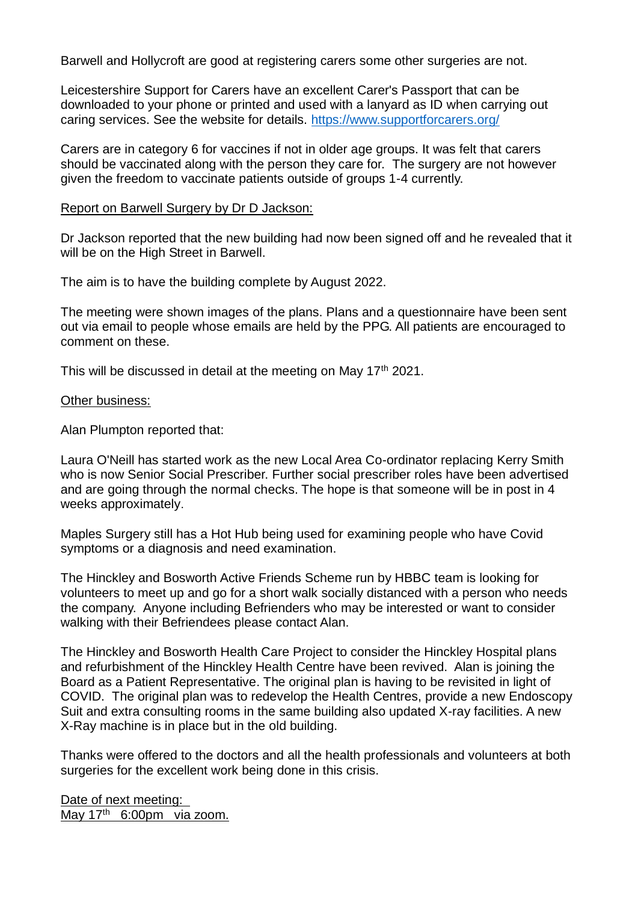Barwell and Hollycroft are good at registering carers some other surgeries are not.

Leicestershire Support for Carers have an excellent Carer's Passport that can be downloaded to your phone or printed and used with a lanyard as ID when carrying out caring services. See the website for details. https://www.supportforcarers.org/

Carers are in category 6 for vaccines if not in older age groups. It was felt that carers should be vaccinated along with the person they care for. The surgery are not however given the freedom to vaccinate patients outside of groups 1-4 currently.

Report on Barwell Surgery by Dr D Jackson:

Dr Jackson reported that the new building had now been signed off and he revealed that it will be on the High Street in Barwell.

The aim is to have the building complete by August 2022.

The meeting were shown images of the plans. Plans and a questionnaire have been sent out via email to people whose emails are held by the PPG. All patients are encouraged to comment on these.

This will be discussed in detail at the meeting on May 17th 2021.

Other business:

Alan Plumpton reported that:

Laura O'Neill has started work as the new Local Area Co-ordinator replacing Kerry Smith who is now Senior Social Prescriber. Further social prescriber roles have been advertised and are going through the normal checks. The hope is that someone will be in post in 4 weeks approximately.

Maples Surgery still has a Hot Hub being used for examining people who have Covid symptoms or a diagnosis and need examination.

The Hinckley and Bosworth Active Friends Scheme run by HBBC team is looking for volunteers to meet up and go for a short walk socially distanced with a person who needs the company. Anyone including Befrienders who may be interested or want to consider walking with their Befriendees please contact Alan.

The Hinckley and Bosworth Health Care Project to consider the Hinckley Hospital plans and refurbishment of the Hinckley Health Centre have been revived. Alan is joining the Board as a Patient Representative. The original plan is having to be revisited in light of COVID. The original plan was to redevelop the Health Centres, provide a new Endoscopy Suit and extra consulting rooms in the same building also updated X-ray facilities. A new X-Ray machine is in place but in the old building.

Thanks were offered to the doctors and all the health professionals and volunteers at both surgeries for the excellent work being done in this crisis.

Date of next meeting:
May 17th 6:00pm via zoom.